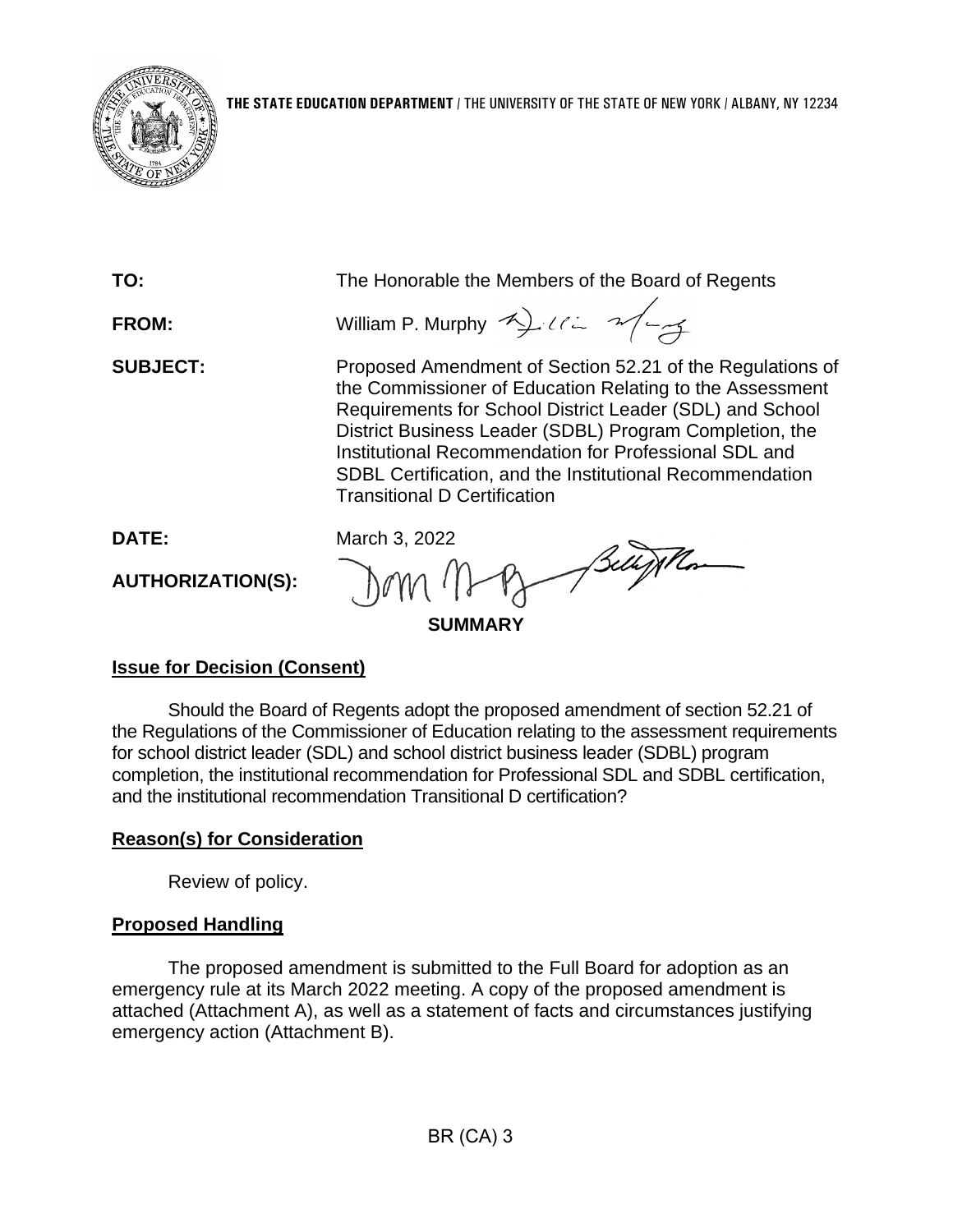**THE STATE EDUCATION DEPARTMENT** / THE UNIVERSITY OF THE STATE OF NEW YORK / ALBANY, NY 12234

**TO:** The Honorable the Members of the Board of Regents

**FROM:** William P. Murphy

**SUBJECT:** Proposed Amendment of Section 52.21 of the Regulations of the Commissioner of Education Relating to the Assessment Requirements for School District Leader (SDL) and School District Business Leader (SDBL) Program Completion, the Institutional Recommendation for Professional SDL and SDBL Certification, and the Institutional Recommendation Transitional D Certification

**DATE:** March 3, 2022

**AUTHORIZATION(S):**

## SUMMARY

### Issue for Decision (Consent)

Should the Board of Regents adopt the proposed amendment of section 52.21 of the Regulations of the Commissioner of Education relating to the assessment requirements for school district leader (SDL) and school district business leader (SDBL) program completion, the institutional recommendation for Professional SDL and SDBL certification, and the institutional recommendation Transitional D certification?

### Reason(s) for Consideration

Review of policy.

### Proposed Handling

The proposed amendment is submitted to the Full Board for adoption as an emergency rule at its March 2022 meeting. A copy of the proposed amendment is attached (Attachment A), as well as a statement of facts and circumstances justifying emergency action (Attachment B).

BR (CA) 3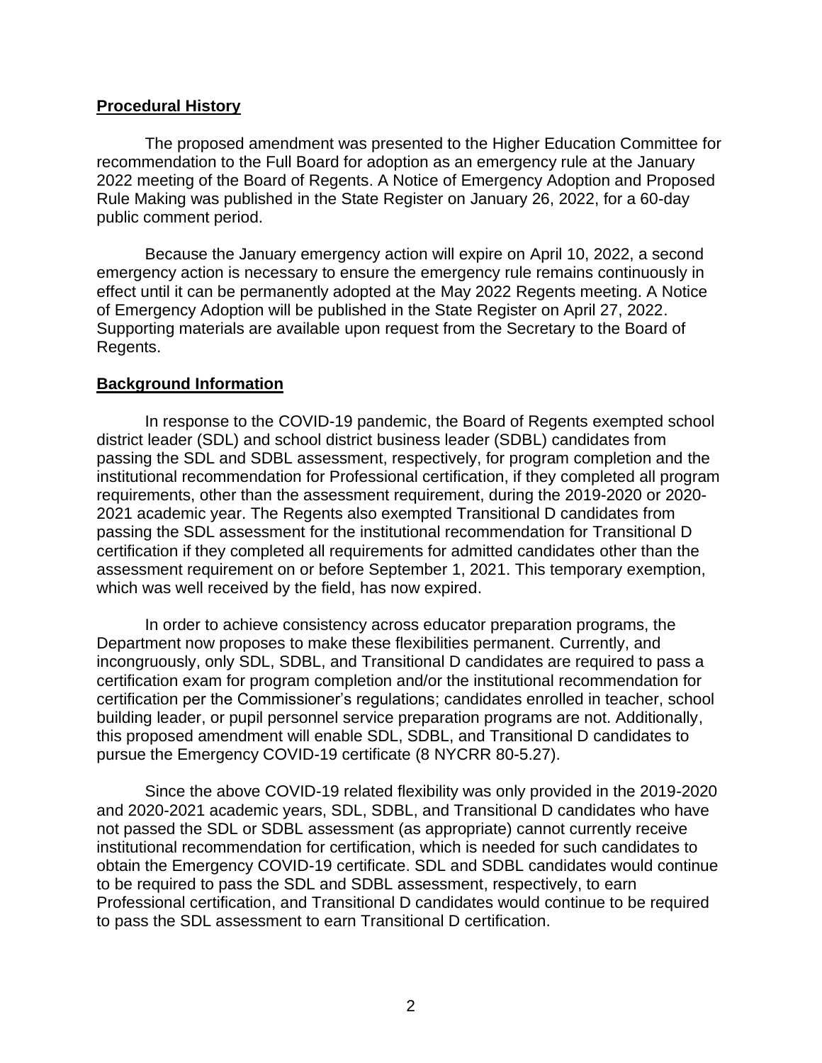**Procedural History**

The proposed amendment was presented to the Higher Education Committee for recommendation to the Full Board for adoption as an emergency rule at the January 2022 meeting of the Board of Regents. A Notice of Emergency Adoption and Proposed Rule Making was published in the State Register on January 26, 2022, for a 60-day public comment period.

Because the January emergency action will expire on April 10, 2022, a second emergency action is necessary to ensure the emergency rule remains continuously in effect until it can be permanently adopted at the May 2022 Regents meeting. A Notice of Emergency Adoption will be published in the State Register on April 27, 2022. Supporting materials are available upon request from the Secretary to the Board of Regents.

**Background Information**

In response to the COVID-19 pandemic, the Board of Regents exempted school district leader (SDL) and school district business leader (SDBL) candidates from passing the SDL and SDBL assessment, respectively, for program completion and the institutional recommendation for Professional certification, if they completed all program requirements, other than the assessment requirement, during the 2019-2020 or 2020-2021 academic year. The Regents also exempted Transitional D candidates from passing the SDL assessment for the institutional recommendation for Transitional D certification if they completed all requirements for admitted candidates other than the assessment requirement on or before September 1, 2021. This temporary exemption, which was well received by the field, has now expired.

In order to achieve consistency across educator preparation programs, the Department now proposes to make these flexibilities permanent. Currently, and incongruously, only SDL, SDBL, and Transitional D candidates are required to pass a certification exam for program completion and/or the institutional recommendation for certification per the Commissioner's regulations; candidates enrolled in teacher, school building leader, or pupil personnel service preparation programs are not. Additionally, this proposed amendment will enable SDL, SDBL, and Transitional D candidates to pursue the Emergency COVID-19 certificate (8 NYCRR 80-5.27).

Since the above COVID-19 related flexibility was only provided in the 2019-2020 and 2020-2021 academic years, SDL, SDBL, and Transitional D candidates who have not passed the SDL or SDBL assessment (as appropriate) cannot currently receive institutional recommendation for certification, which is needed for such candidates to obtain the Emergency COVID-19 certificate. SDL and SDBL candidates would continue to be required to pass the SDL and SDBL assessment, respectively, to earn Professional certification, and Transitional D candidates would continue to be required to pass the SDL assessment to earn Transitional D certification.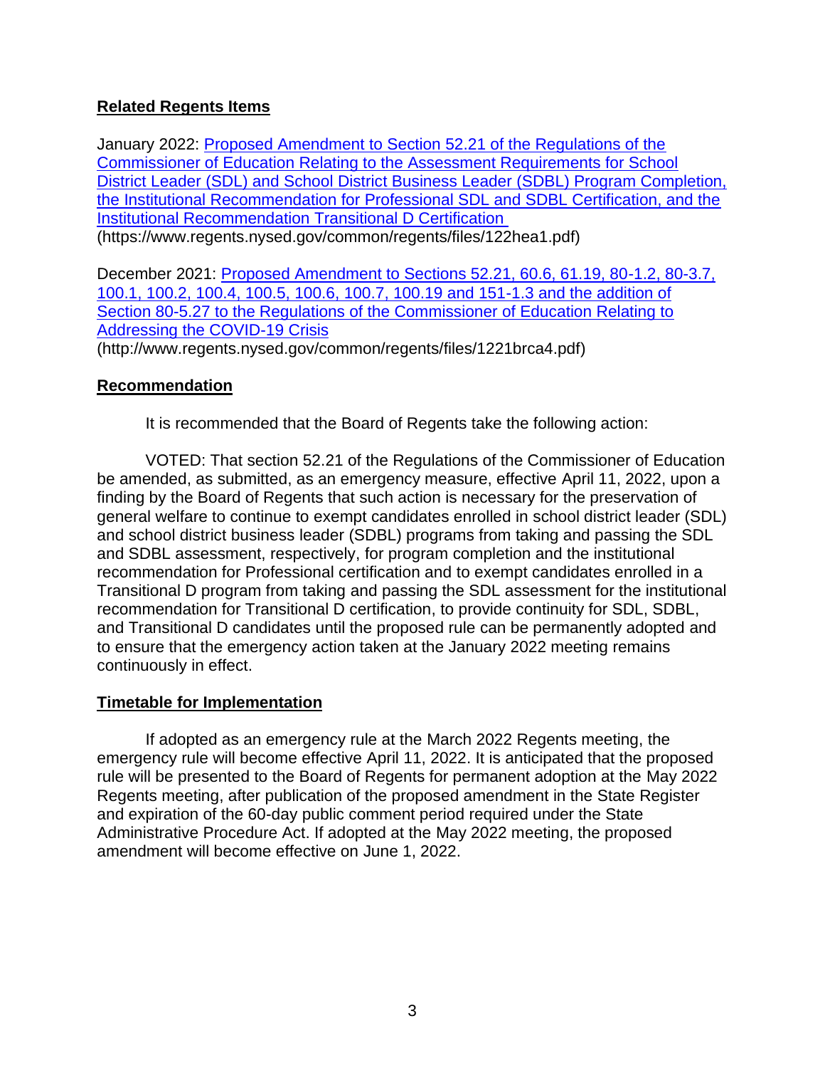## Related Regents Items

January 2022: [Proposed Amendment to Section 52.21 of the Regulations of the Commissioner of Education Relating to the Assessment Requirements for School District Leader (SDL) and School District Business Leader (SDBL) Program Completion, the Institutional Recommendation for Professional SDL and SDBL Certification, and the Institutional Recommendation Transitional D Certification](https://www.regents.nysed.gov/common/regents/files/122hea1.pdf)
(https://www.regents.nysed.gov/common/regents/files/122hea1.pdf)

December 2021: [Proposed Amendment to Sections 52.21, 60.6, 61.19, 80-1.2, 80-3.7, 100.1, 100.2, 100.4, 100.5, 100.6, 100.7, 100.19 and 151-1.3 and the addition of Section 80-5.27 to the Regulations of the Commissioner of Education Relating to Addressing the COVID-19 Crisis](http://www.regents.nysed.gov/common/regents/files/1221brca4.pdf)
(http://www.regents.nysed.gov/common/regents/files/1221brca4.pdf)

## Recommendation

It is recommended that the Board of Regents take the following action:

VOTED: That section 52.21 of the Regulations of the Commissioner of Education be amended, as submitted, as an emergency measure, effective April 11, 2022, upon a finding by the Board of Regents that such action is necessary for the preservation of general welfare to continue to exempt candidates enrolled in school district leader (SDL) and school district business leader (SDBL) programs from taking and passing the SDL and SDBL assessment, respectively, for program completion and the institutional recommendation for Professional certification and to exempt candidates enrolled in a Transitional D program from taking and passing the SDL assessment for the institutional recommendation for Transitional D certification, to provide continuity for SDL, SDBL, and Transitional D candidates until the proposed rule can be permanently adopted and to ensure that the emergency action taken at the January 2022 meeting remains continuously in effect.

## Timetable for Implementation

If adopted as an emergency rule at the March 2022 Regents meeting, the emergency rule will become effective April 11, 2022. It is anticipated that the proposed rule will be presented to the Board of Regents for permanent adoption at the May 2022 Regents meeting, after publication of the proposed amendment in the State Register and expiration of the 60-day public comment period required under the State Administrative Procedure Act. If adopted at the May 2022 meeting, the proposed amendment will become effective on June 1, 2022.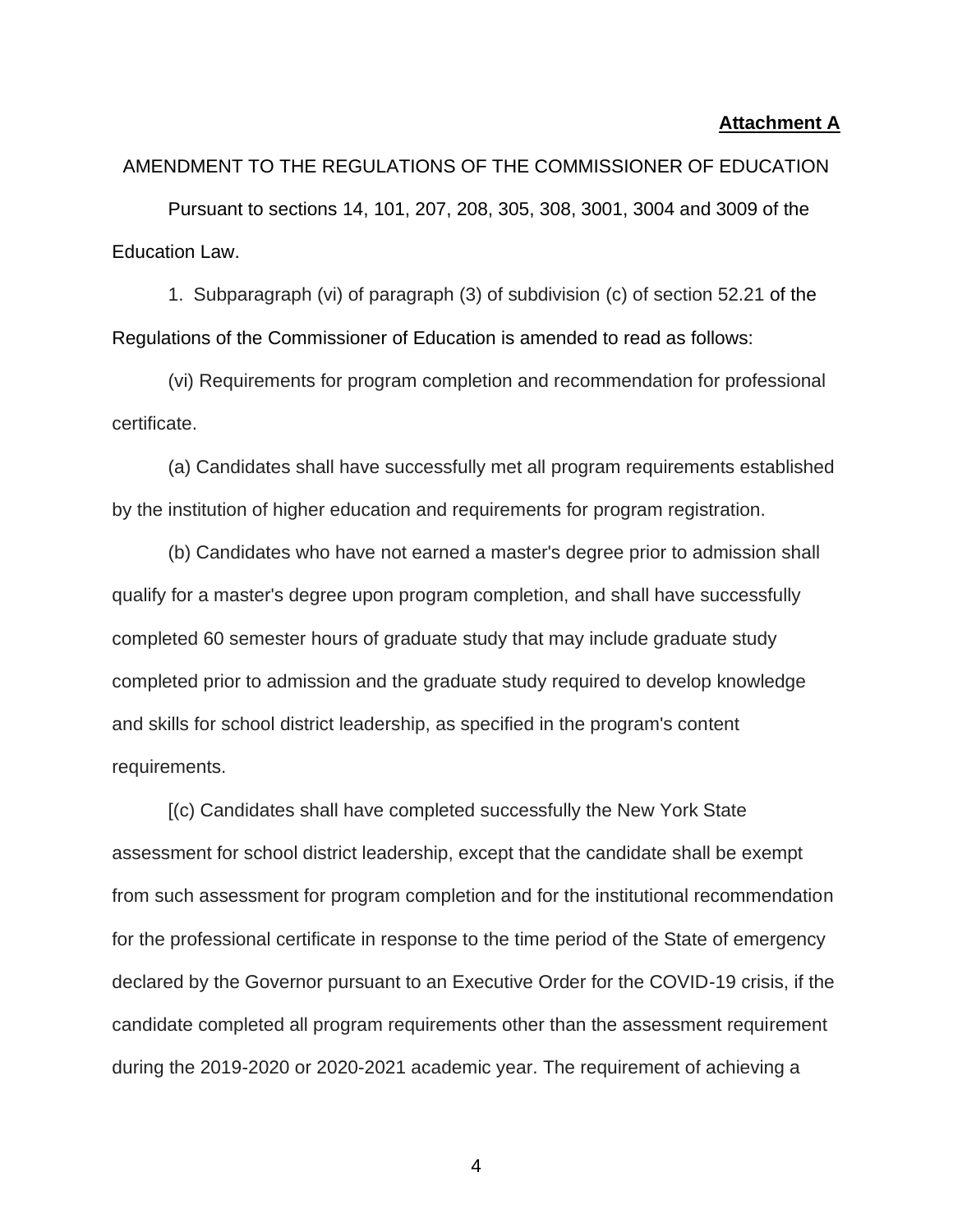**Attachment A**

AMENDMENT TO THE REGULATIONS OF THE COMMISSIONER OF EDUCATION

Pursuant to sections 14, 101, 207, 208, 305, 308, 3001, 3004 and 3009 of the Education Law.

1. Subparagraph (vi) of paragraph (3) of subdivision (c) of section 52.21 of the Regulations of the Commissioner of Education is amended to read as follows:

(vi) Requirements for program completion and recommendation for professional certificate.

(a) Candidates shall have successfully met all program requirements established by the institution of higher education and requirements for program registration.

(b) Candidates who have not earned a master's degree prior to admission shall qualify for a master's degree upon program completion, and shall have successfully completed 60 semester hours of graduate study that may include graduate study completed prior to admission and the graduate study required to develop knowledge and skills for school district leadership, as specified in the program's content requirements.

[(c) Candidates shall have completed successfully the New York State assessment for school district leadership, except that the candidate shall be exempt from such assessment for program completion and for the institutional recommendation for the professional certificate in response to the time period of the State of emergency declared by the Governor pursuant to an Executive Order for the COVID-19 crisis, if the candidate completed all program requirements other than the assessment requirement during the 2019-2020 or 2020-2021 academic year. The requirement of achieving a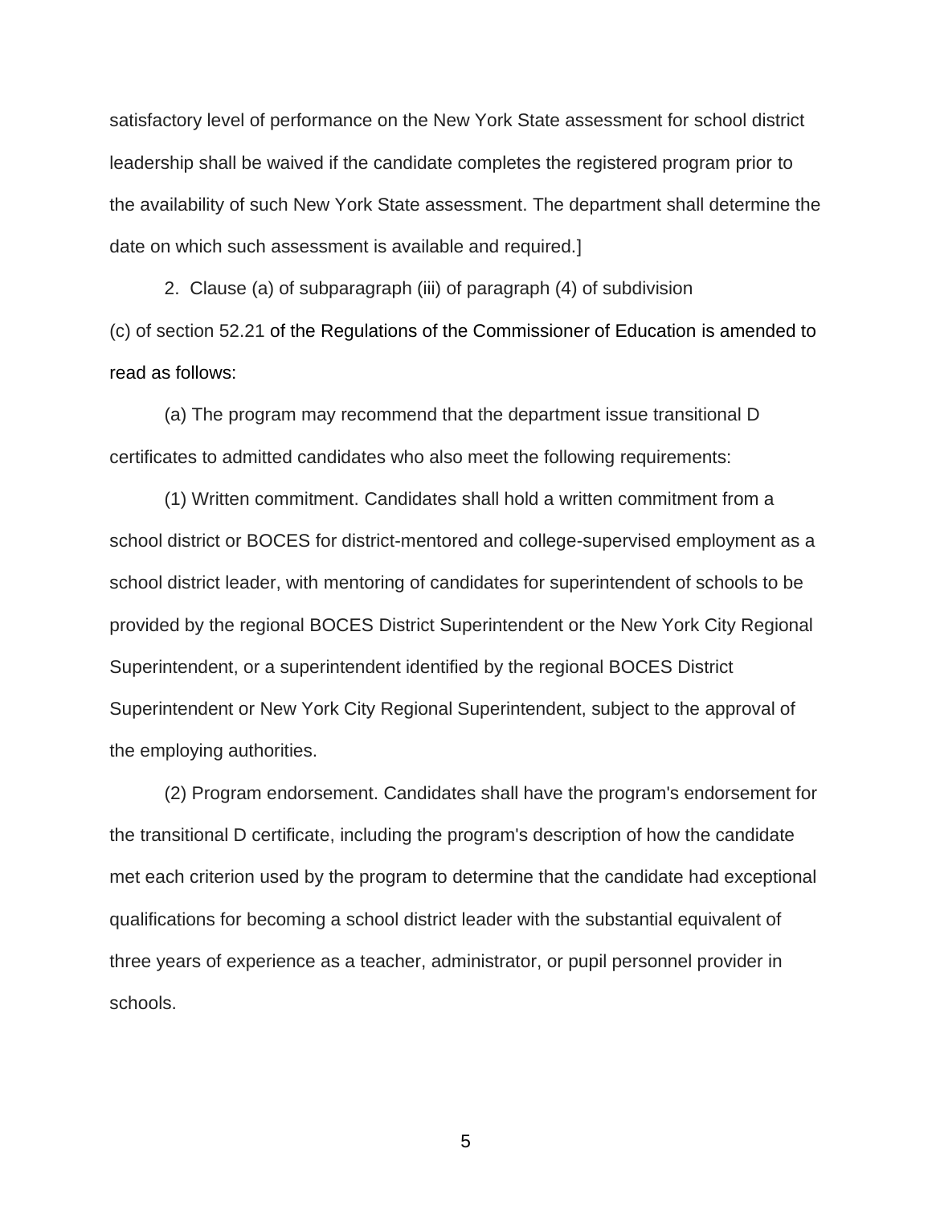satisfactory level of performance on the New York State assessment for school district leadership shall be waived if the candidate completes the registered program prior to the availability of such New York State assessment. The department shall determine the date on which such assessment is available and required.]

2. Clause (a) of subparagraph (iii) of paragraph (4) of subdivision (c) of section 52.21 of the Regulations of the Commissioner of Education is amended to read as follows:

(a) The program may recommend that the department issue transitional D certificates to admitted candidates who also meet the following requirements:

(1) Written commitment. Candidates shall hold a written commitment from a school district or BOCES for district-mentored and college-supervised employment as a school district leader, with mentoring of candidates for superintendent of schools to be provided by the regional BOCES District Superintendent or the New York City Regional Superintendent, or a superintendent identified by the regional BOCES District Superintendent or New York City Regional Superintendent, subject to the approval of the employing authorities.

(2) Program endorsement. Candidates shall have the program's endorsement for the transitional D certificate, including the program's description of how the candidate met each criterion used by the program to determine that the candidate had exceptional qualifications for becoming a school district leader with the substantial equivalent of three years of experience as a teacher, administrator, or pupil personnel provider in schools.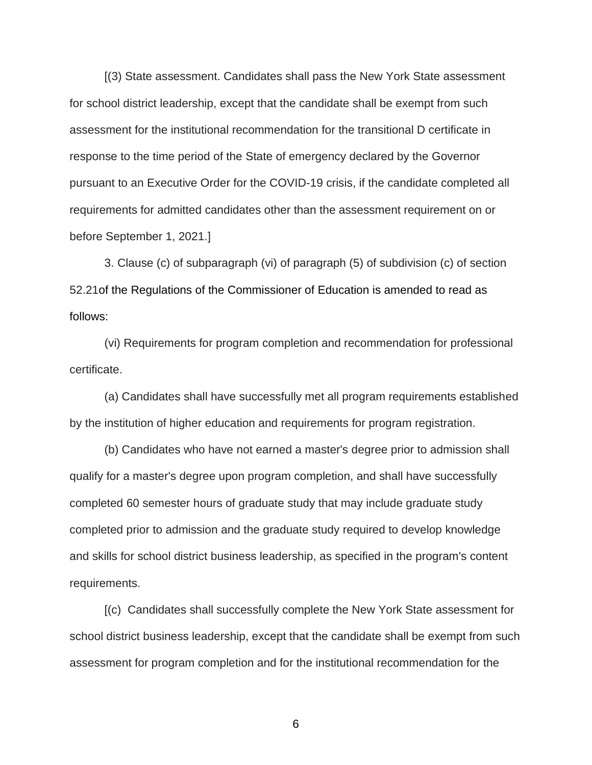[(3) State assessment. Candidates shall pass the New York State assessment for school district leadership, except that the candidate shall be exempt from such assessment for the institutional recommendation for the transitional D certificate in response to the time period of the State of emergency declared by the Governor pursuant to an Executive Order for the COVID-19 crisis, if the candidate completed all requirements for admitted candidates other than the assessment requirement on or before September 1, 2021.]

3. Clause (c) of subparagraph (vi) of paragraph (5) of subdivision (c) of section 52.21of the Regulations of the Commissioner of Education is amended to read as follows:

(vi) Requirements for program completion and recommendation for professional certificate.

(a) Candidates shall have successfully met all program requirements established by the institution of higher education and requirements for program registration.

(b) Candidates who have not earned a master's degree prior to admission shall qualify for a master's degree upon program completion, and shall have successfully completed 60 semester hours of graduate study that may include graduate study completed prior to admission and the graduate study required to develop knowledge and skills for school district business leadership, as specified in the program's content requirements.

[(c) Candidates shall successfully complete the New York State assessment for school district business leadership, except that the candidate shall be exempt from such assessment for program completion and for the institutional recommendation for the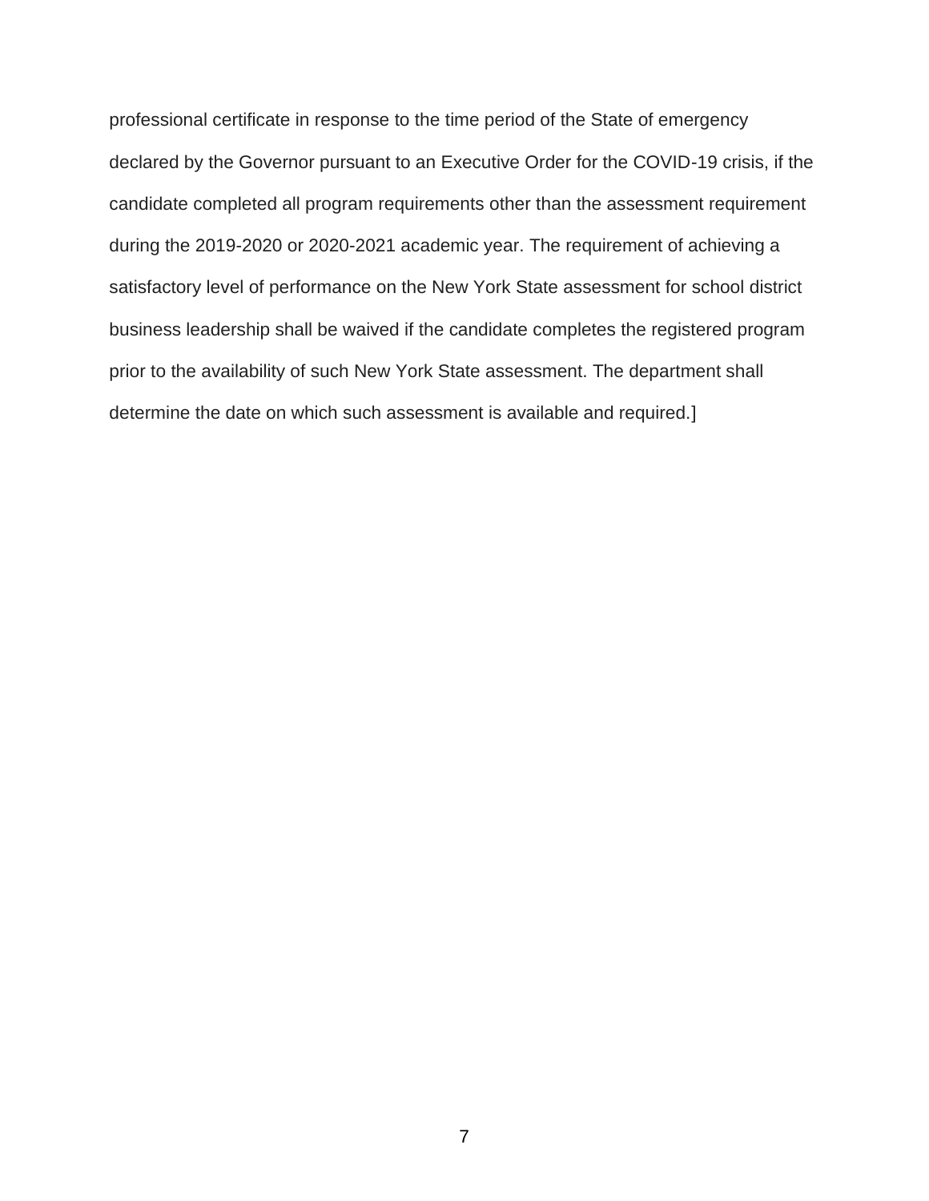professional certificate in response to the time period of the State of emergency declared by the Governor pursuant to an Executive Order for the COVID-19 crisis, if the candidate completed all program requirements other than the assessment requirement during the 2019-2020 or 2020-2021 academic year. The requirement of achieving a satisfactory level of performance on the New York State assessment for school district business leadership shall be waived if the candidate completes the registered program prior to the availability of such New York State assessment. The department shall determine the date on which such assessment is available and required.]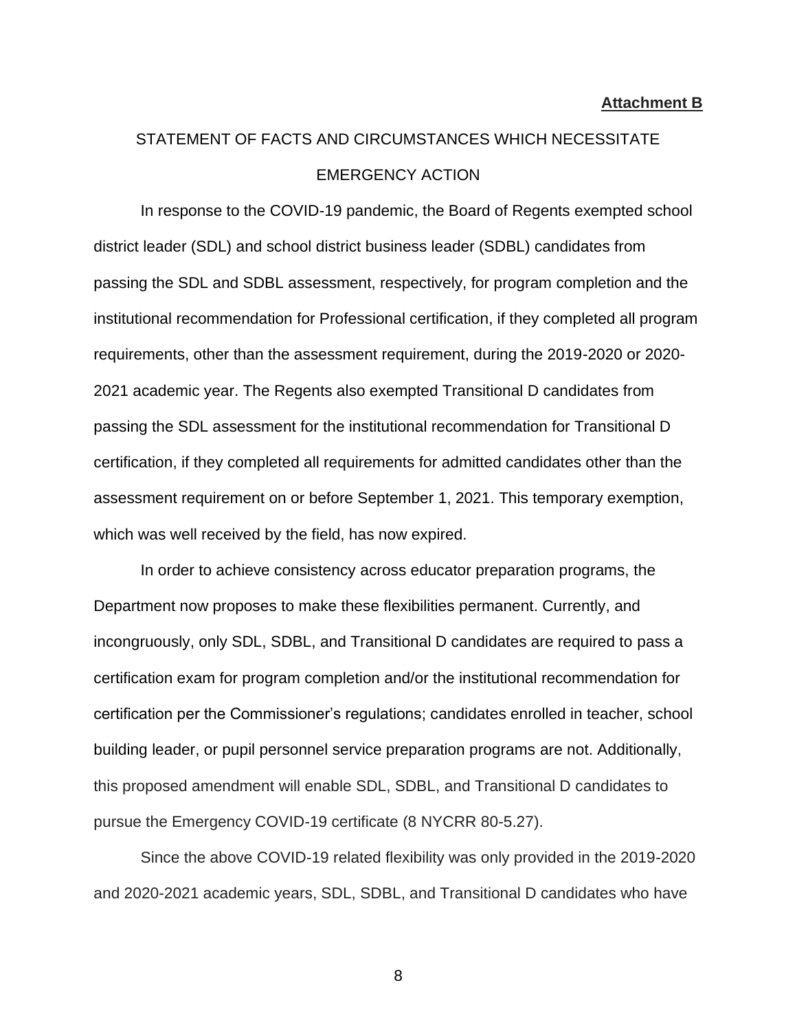**Attachment B**

STATEMENT OF FACTS AND CIRCUMSTANCES WHICH NECESSITATE EMERGENCY ACTION

In response to the COVID-19 pandemic, the Board of Regents exempted school district leader (SDL) and school district business leader (SDBL) candidates from passing the SDL and SDBL assessment, respectively, for program completion and the institutional recommendation for Professional certification, if they completed all program requirements, other than the assessment requirement, during the 2019-2020 or 2020-2021 academic year. The Regents also exempted Transitional D candidates from passing the SDL assessment for the institutional recommendation for Transitional D certification, if they completed all requirements for admitted candidates other than the assessment requirement on or before September 1, 2021. This temporary exemption, which was well received by the field, has now expired.

In order to achieve consistency across educator preparation programs, the Department now proposes to make these flexibilities permanent. Currently, and incongruously, only SDL, SDBL, and Transitional D candidates are required to pass a certification exam for program completion and/or the institutional recommendation for certification per the Commissioner's regulations; candidates enrolled in teacher, school building leader, or pupil personnel service preparation programs are not. Additionally, this proposed amendment will enable SDL, SDBL, and Transitional D candidates to pursue the Emergency COVID-19 certificate (8 NYCRR 80-5.27).

Since the above COVID-19 related flexibility was only provided in the 2019-2020 and 2020-2021 academic years, SDL, SDBL, and Transitional D candidates who have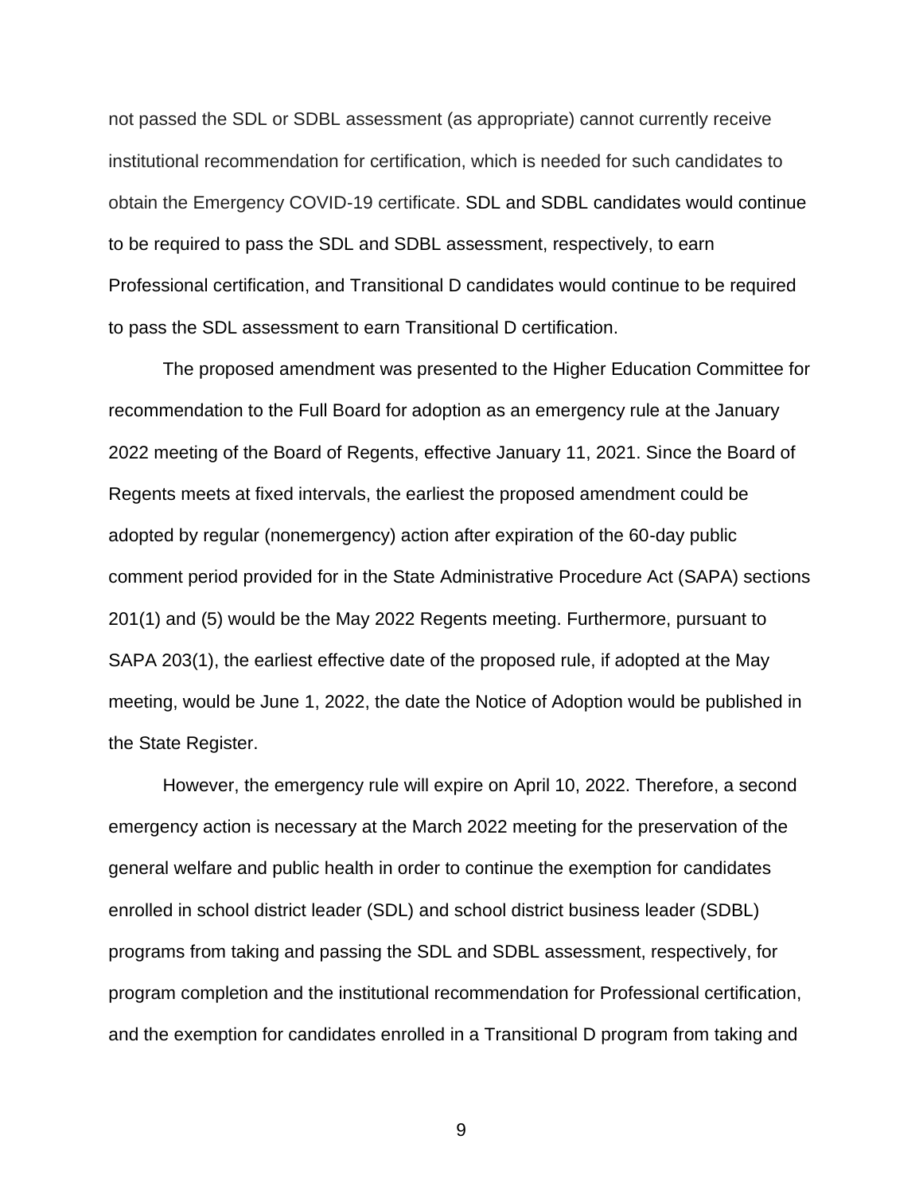not passed the SDL or SDBL assessment (as appropriate) cannot currently receive institutional recommendation for certification, which is needed for such candidates to obtain the Emergency COVID-19 certificate. SDL and SDBL candidates would continue to be required to pass the SDL and SDBL assessment, respectively, to earn Professional certification, and Transitional D candidates would continue to be required to pass the SDL assessment to earn Transitional D certification.

The proposed amendment was presented to the Higher Education Committee for recommendation to the Full Board for adoption as an emergency rule at the January 2022 meeting of the Board of Regents, effective January 11, 2021. Since the Board of Regents meets at fixed intervals, the earliest the proposed amendment could be adopted by regular (nonemergency) action after expiration of the 60-day public comment period provided for in the State Administrative Procedure Act (SAPA) sections 201(1) and (5) would be the May 2022 Regents meeting. Furthermore, pursuant to SAPA 203(1), the earliest effective date of the proposed rule, if adopted at the May meeting, would be June 1, 2022, the date the Notice of Adoption would be published in the State Register.

However, the emergency rule will expire on April 10, 2022. Therefore, a second emergency action is necessary at the March 2022 meeting for the preservation of the general welfare and public health in order to continue the exemption for candidates enrolled in school district leader (SDL) and school district business leader (SDBL) programs from taking and passing the SDL and SDBL assessment, respectively, for program completion and the institutional recommendation for Professional certification, and the exemption for candidates enrolled in a Transitional D program from taking and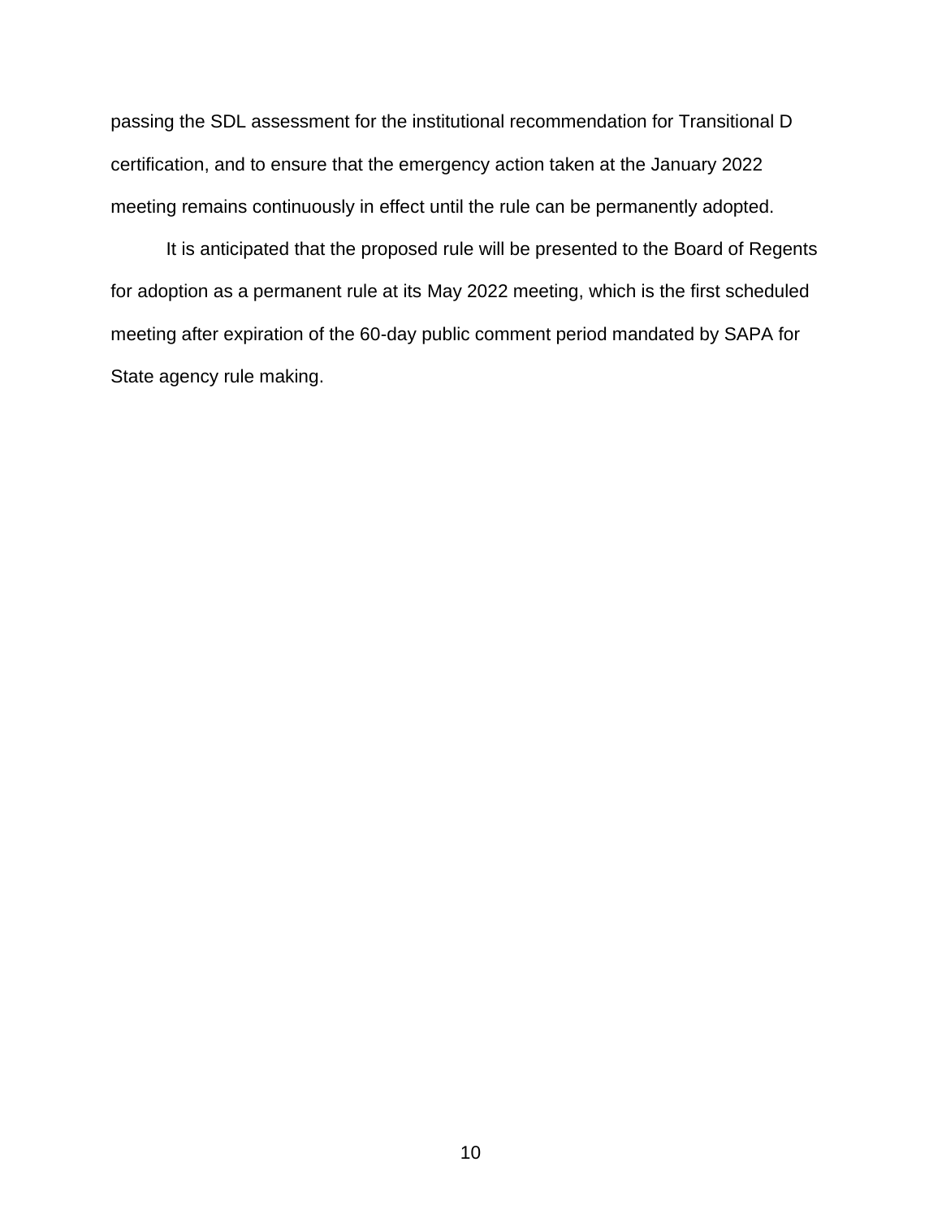passing the SDL assessment for the institutional recommendation for Transitional D certification, and to ensure that the emergency action taken at the January 2022 meeting remains continuously in effect until the rule can be permanently adopted.

It is anticipated that the proposed rule will be presented to the Board of Regents for adoption as a permanent rule at its May 2022 meeting, which is the first scheduled meeting after expiration of the 60-day public comment period mandated by SAPA for State agency rule making.